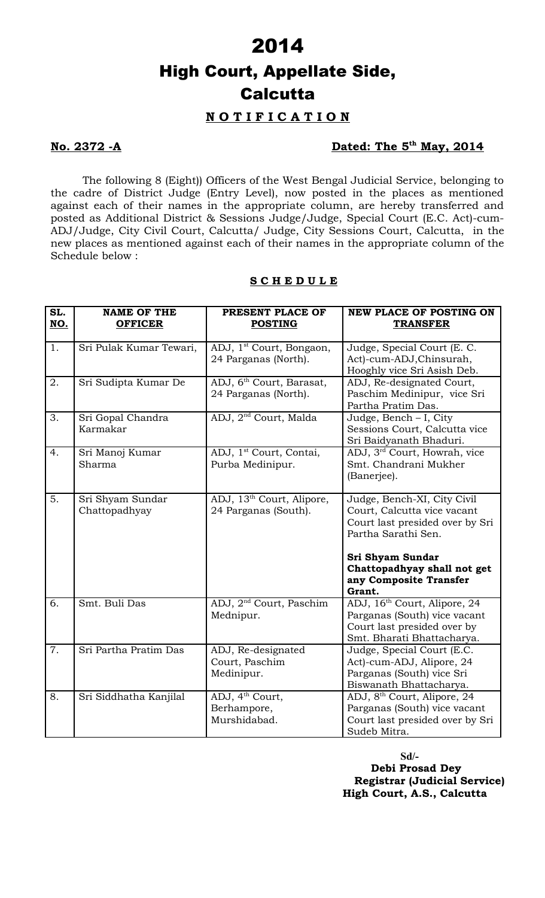# 2014

# High Court, Appellate Side, Calcutta

## **N O T I F I C A T I O N**

**No. 2372 -A** **Dated: The 5th May, 2014**

The following 8 (Eight)) Officers of the West Bengal Judicial Service, belonging to the cadre of District Judge (Entry Level), now posted in the places as mentioned against each of their names in the appropriate column, are hereby transferred and posted as Additional District & Sessions Judge/Judge, Special Court (E.C. Act)-cum-ADJ/Judge, City Civil Court, Calcutta/ Judge, City Sessions Court, Calcutta, in the new places as mentioned against each of their names in the appropriate column of the Schedule below :

**S C H E D U L E**

| SL. NO. | NAME OF THE OFFICER | PRESENT PLACE OF POSTING | NEW PLACE OF POSTING ON TRANSFER |
|---|---|---|---|
| 1. | Sri Pulak Kumar Tewari, | ADJ, 1st Court, Bongaon, 24 Parganas (North). | Judge, Special Court (E. C. Act)-cum-ADJ,Chinsurah, Hooghly vice Sri Asish Deb. |
| 2. | Sri Sudipta Kumar De | ADJ, 6th Court, Barasat, 24 Parganas (North). | ADJ, Re-designated Court, Paschim Medinipur, vice Sri Partha Pratim Das. |
| 3. | Sri Gopal Chandra Karmakar | ADJ, 2nd Court, Malda | Judge, Bench – I, City Sessions Court, Calcutta vice Sri Baidyanath Bhaduri. |
| 4. | Sri Manoj Kumar Sharma | ADJ, 1st Court, Contai, Purba Medinipur. | ADJ, 3rd Court, Howrah, vice Smt. Chandrani Mukher (Banerjee). |
| 5. | Sri Shyam Sundar Chattopadhyay | ADJ, 13th Court, Alipore, 24 Parganas (South). | Judge, Bench-XI, City Civil Court, Calcutta vice vacant Court last presided over by Sri Partha Sarathi Sen.<br><br>**Sri Shyam Sundar Chattopadhyay shall not get any Composite Transfer Grant.** |
| 6. | Smt. Buli Das | ADJ, 2nd Court, Paschim Mednipur. | ADJ, 16th Court, Alipore, 24 Parganas (South) vice vacant Court last presided over by Smt. Bharati Bhattacharya. |
| 7. | Sri Partha Pratim Das | ADJ, Re-designated Court, Paschim Medinipur. | Judge, Special Court (E.C. Act)-cum-ADJ, Alipore, 24 Parganas (South) vice Sri Biswanath Bhattacharya. |
| 8. | Sri Siddhatha Kanjilal | ADJ, 4th Court, Berhampore, Murshidabad. | ADJ, 8th Court, Alipore, 24 Parganas (South) vice vacant Court last presided over by Sri Sudeb Mitra. |

**Sd/-**
**Debi Prosad Dey**
**Registrar (Judicial Service)**
**High Court, A.S., Calcutta**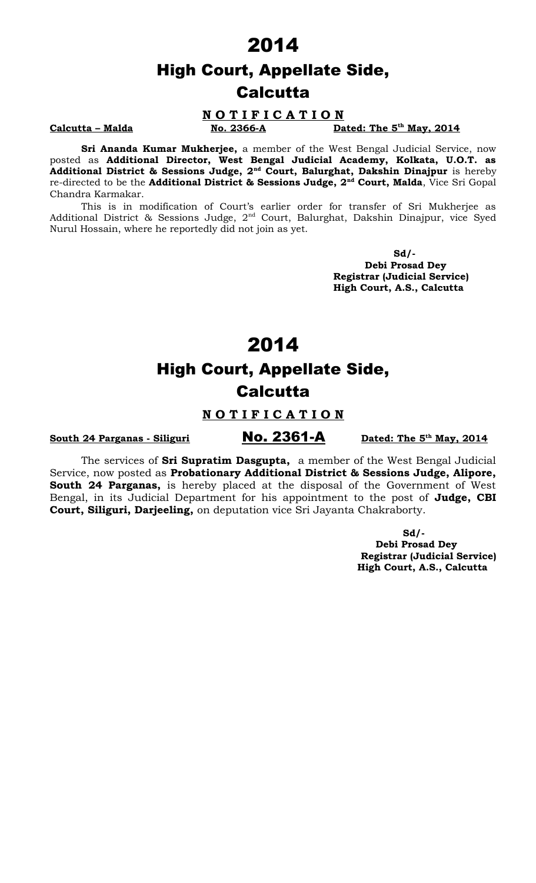# 2014

# High Court, Appellate Side,

# Calcutta

**NOTIFICATION**

**Calcutta – Malda** **No. 2366-A** **Dated: The 5th May, 2014**

**Sri Ananda Kumar Mukherjee,** a member of the West Bengal Judicial Service, now posted as **Additional Director, West Bengal Judicial Academy, Kolkata, U.O.T. as Additional District & Sessions Judge, 2nd Court, Balurghat, Dakshin Dinajpur** is hereby re-directed to be the **Additional District & Sessions Judge, 2nd Court, Malda**, Vice Sri Gopal Chandra Karmakar.

This is in modification of Court's earlier order for transfer of Sri Mukherjee as Additional District & Sessions Judge, 2nd Court, Balurghat, Dakshin Dinajpur, vice Syed Nurul Hossain, where he reportedly did not join as yet.

**Sd/-**
**Debi Prosad Dey**
**Registrar (Judicial Service)**
**High Court, A.S., Calcutta**

# 2014

# High Court, Appellate Side,

# Calcutta

**NOTIFICATION**

**South 24 Parganas - Siliguri** **No. 2361-A** **Dated: The 5th May, 2014**

The services of **Sri Supratim Dasgupta,** a member of the West Bengal Judicial Service, now posted as **Probationary Additional District & Sessions Judge, Alipore, South 24 Parganas,** is hereby placed at the disposal of the Government of West Bengal, in its Judicial Department for his appointment to the post of **Judge, CBI Court, Siliguri, Darjeeling,** on deputation vice Sri Jayanta Chakraborty.

**Sd/-**
**Debi Prosad Dey**
**Registrar (Judicial Service)**
**High Court, A.S., Calcutta**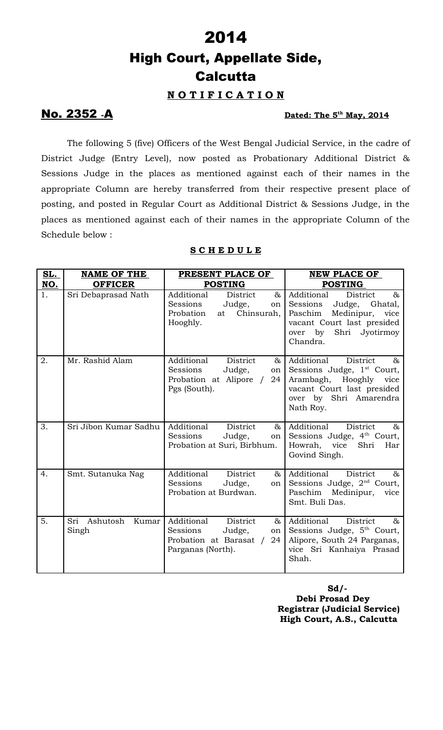# 2014

# High Court, Appellate Side, Calcutta

## N O T I F I C A T I O N

**No. 2352 -A** **Dated: The 5th May, 2014**

The following 5 (five) Officers of the West Bengal Judicial Service, in the cadre of District Judge (Entry Level), now posted as Probationary Additional District & Sessions Judge in the places as mentioned against each of their names in the appropriate Column are hereby transferred from their respective present place of posting, and posted in Regular Court as Additional District & Sessions Judge, in the places as mentioned against each of their names in the appropriate Column of the Schedule below :

**S C H E D U L E**

| SL. NO. | NAME OF THE OFFICER | PRESENT PLACE OF POSTING | NEW PLACE OF POSTING |
|---|---|---|---|
| 1. | Sri Debaprasad Nath | Additional District & Sessions Judge, on Probation at Chinsurah, Hooghly. | Additional District & Sessions Judge, Ghatal, Paschim Medinipur, vice vacant Court last presided over by Shri Jyotirmoy Chandra. |
| 2. | Mr. Rashid Alam | Additional District & Sessions Judge, on Probation at Alipore / 24 Pgs (South). | Additional District & Sessions Judge, 1st Court, Arambagh, Hooghly vice vacant Court last presided over by Shri Amarendra Nath Roy. |
| 3. | Sri Jibon Kumar Sadhu | Additional District & Sessions Judge, on Probation at Suri, Birbhum. | Additional District & Sessions Judge, 4th Court, Howrah, vice Shri Har Govind Singh. |
| 4. | Smt. Sutanuka Nag | Additional District & Sessions Judge, on Probation at Burdwan. | Additional District & Sessions Judge, 2nd Court, Paschim Medinipur, vice Smt. Buli Das. |
| 5. | Sri Ashutosh Kumar Singh | Additional District & Sessions Judge, on Probation at Barasat / 24 Parganas (North). | Additional District & Sessions Judge, 5th Court, Alipore, South 24 Parganas, vice Sri Kanhaiya Prasad Shah. |

**Sd/-**
**Debi Prosad Dey**
**Registrar (Judicial Service)**
**High Court, A.S., Calcutta**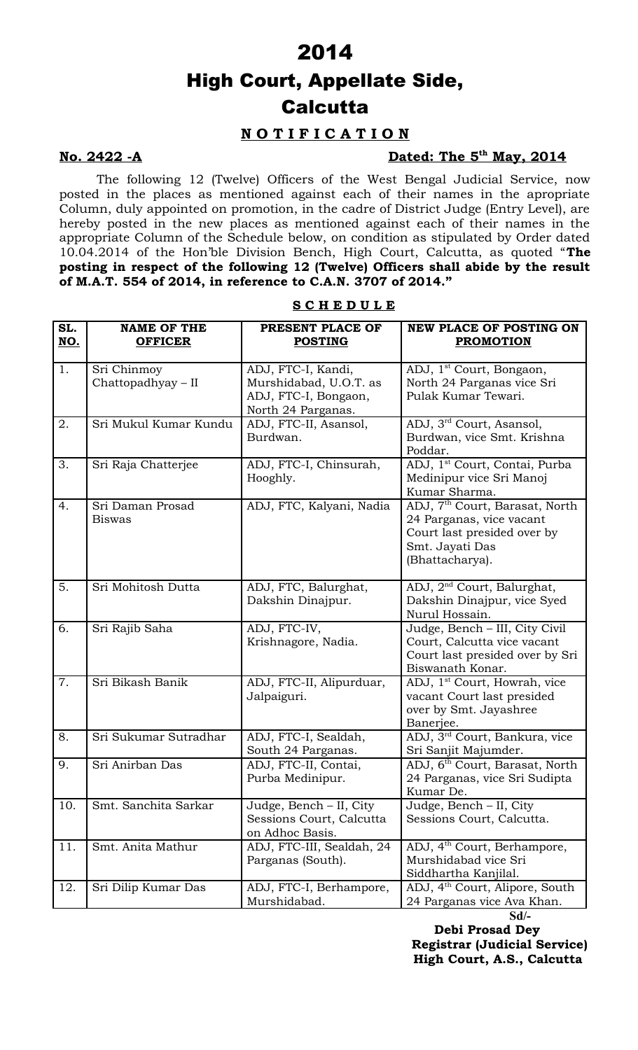# 2014

# High Court, Appellate Side, Calcutta

## NOTIFICATION

**No. 2422 -A** **Dated: The 5th May, 2014**

The following 12 (Twelve) Officers of the West Bengal Judicial Service, now posted in the places as mentioned against each of their names in the apropriate Column, duly appointed on promotion, in the cadre of District Judge (Entry Level), are hereby posted in the new places as mentioned against each of their names in the appropriate Column of the Schedule below, on condition as stipulated by Order dated 10.04.2014 of the Hon'ble Division Bench, High Court, Calcutta, as quoted "**The posting in respect of the following 12 (Twelve) Officers shall abide by the result of M.A.T. 554 of 2014, in reference to C.A.N. 3707 of 2014.**"

**SCHEDULE**

| SL. NO. | NAME OF THE OFFICER | PRESENT PLACE OF POSTING | NEW PLACE OF POSTING ON PROMOTION |
|---|---|---|---|
| 1. | Sri Chinmoy Chattopadhyay – II | ADJ, FTC-I, Kandi, Murshidabad, U.O.T. as ADJ, FTC-I, Bongaon, North 24 Parganas. | ADJ, 1st Court, Bongaon, North 24 Parganas vice Sri Pulak Kumar Tewari. |
| 2. | Sri Mukul Kumar Kundu | ADJ, FTC-II, Asansol, Burdwan. | ADJ, 3rd Court, Asansol, Burdwan, vice Smt. Krishna Poddar. |
| 3. | Sri Raja Chatterjee | ADJ, FTC-I, Chinsurah, Hooghly. | ADJ, 1st Court, Contai, Purba Medinipur vice Sri Manoj Kumar Sharma. |
| 4. | Sri Daman Prosad Biswas | ADJ, FTC, Kalyani, Nadia | ADJ, 7th Court, Barasat, North 24 Parganas, vice vacant Court last presided over by Smt. Jayati Das (Bhattacharya). |
| 5. | Sri Mohitosh Dutta | ADJ, FTC, Balurghat, Dakshin Dinajpur. | ADJ, 2nd Court, Balurghat, Dakshin Dinajpur, vice Syed Nurul Hossain. |
| 6. | Sri Rajib Saha | ADJ, FTC-IV, Krishnagore, Nadia. | Judge, Bench – III, City Civil Court, Calcutta vice vacant Court last presided over by Sri Biswanath Konar. |
| 7. | Sri Bikash Banik | ADJ, FTC-II, Alipurduar, Jalpaiguri. | ADJ, 1st Court, Howrah, vice vacant Court last presided over by Smt. Jayashree Banerjee. |
| 8. | Sri Sukumar Sutradhar | ADJ, FTC-I, Sealdah, South 24 Parganas. | ADJ, 3rd Court, Bankura, vice Sri Sanjit Majumder. |
| 9. | Sri Anirban Das | ADJ, FTC-II, Contai, Purba Medinipur. | ADJ, 6th Court, Barasat, North 24 Parganas, vice Sri Sudipta Kumar De. |
| 10. | Smt. Sanchita Sarkar | Judge, Bench – II, City Sessions Court, Calcutta on Adhoc Basis. | Judge, Bench – II, City Sessions Court, Calcutta. |
| 11. | Smt. Anita Mathur | ADJ, FTC-III, Sealdah, 24 Parganas (South). | ADJ, 4th Court, Berhampore, Murshidabad vice Sri Siddhartha Kanjilal. |
| 12. | Sri Dilip Kumar Das | ADJ, FTC-I, Berhampore, Murshidabad. | ADJ, 4th Court, Alipore, South 24 Parganas vice Ava Khan. |

Sd/-
**Debi Prosad Dey**
**Registrar (Judicial Service)**
**High Court, A.S., Calcutta**